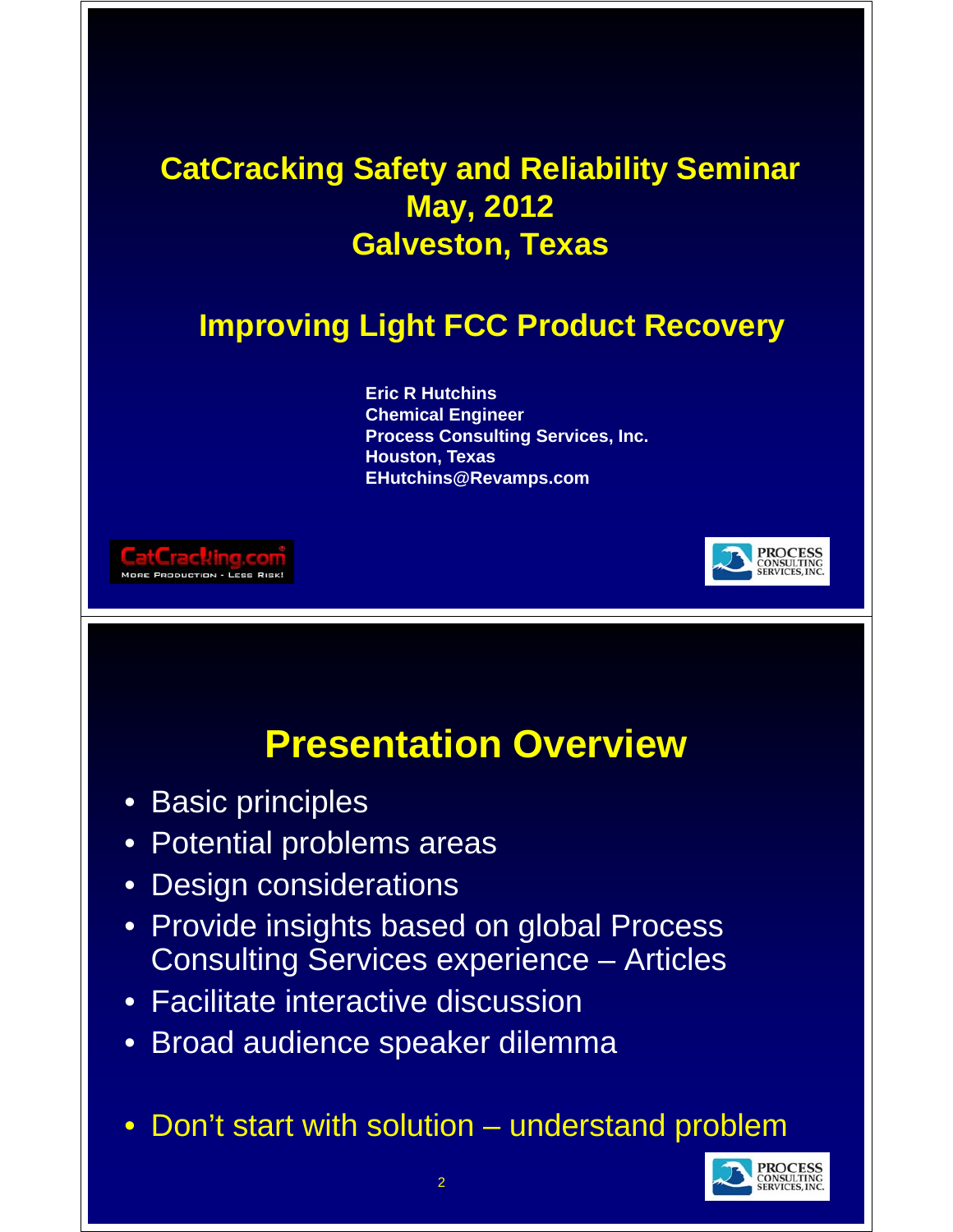# CatCracking Safety and Reliability Seminar
# May, 2012
# Galveston, Texas

## Improving Light FCC Product Recovery

**Eric R Hutchins**
**Chemical Engineer**
**Process Consulting Services, Inc.**
**Houston, Texas**
**EHutchins@Revamps.com**

CatCracking.com
MORE PRODUCTION - LESS RISK!

PROCESS CONSULTING SERVICES, INC.

## Presentation Overview

- Basic principles
- Potential problems areas
- Design considerations
- Provide insights based on global Process Consulting Services experience – Articles
- Facilitate interactive discussion
- Broad audience speaker dilemma
- Don't start with solution – understand problem

PROCESS CONSULTING SERVICES, INC.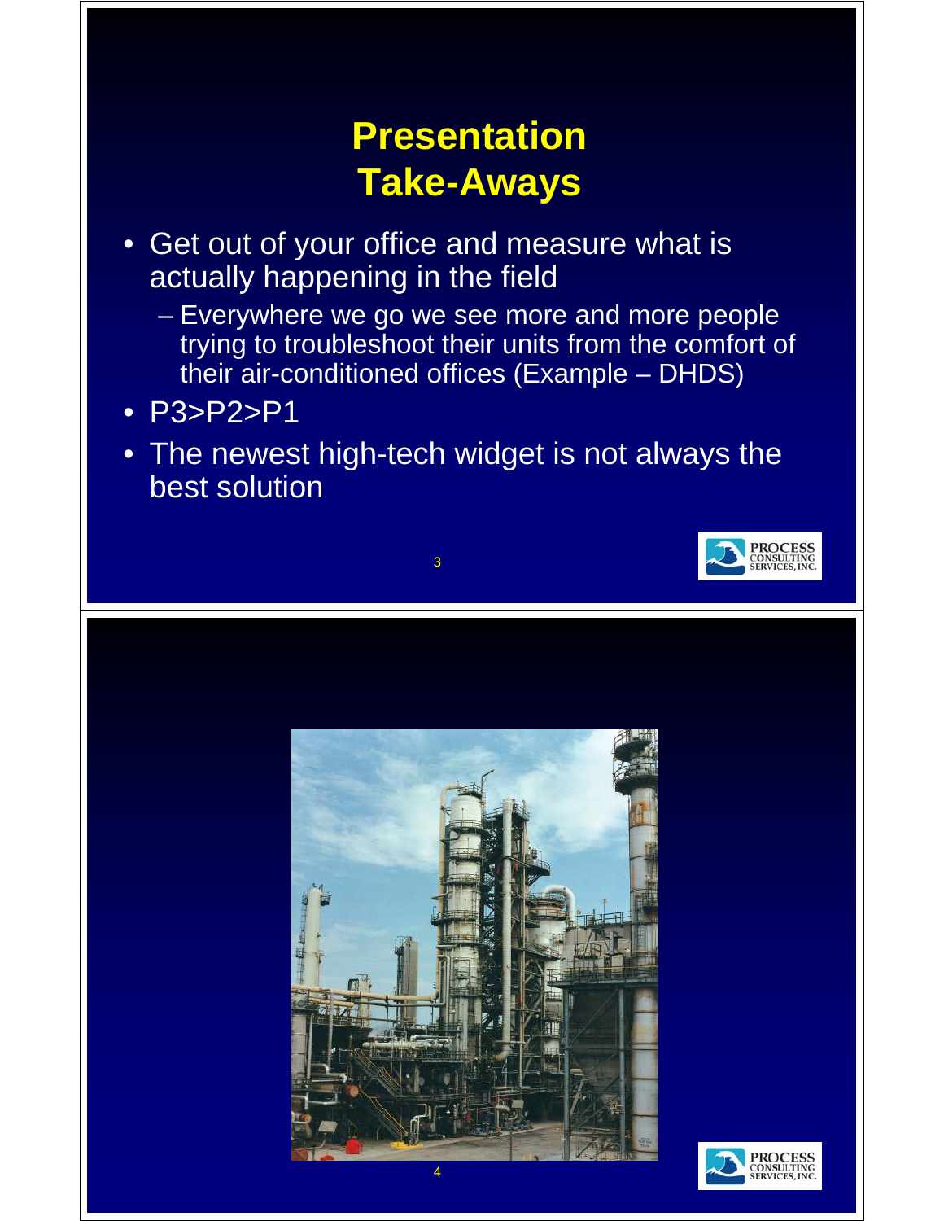# Presentation Take-Aways

- Get out of your office and measure what is actually happening in the field
  - Everywhere we go we see more and more people trying to troubleshoot their units from the comfort of their air-conditioned offices (Example – DHDS)
- P3>P2>P1
- The newest high-tech widget is not always the best solution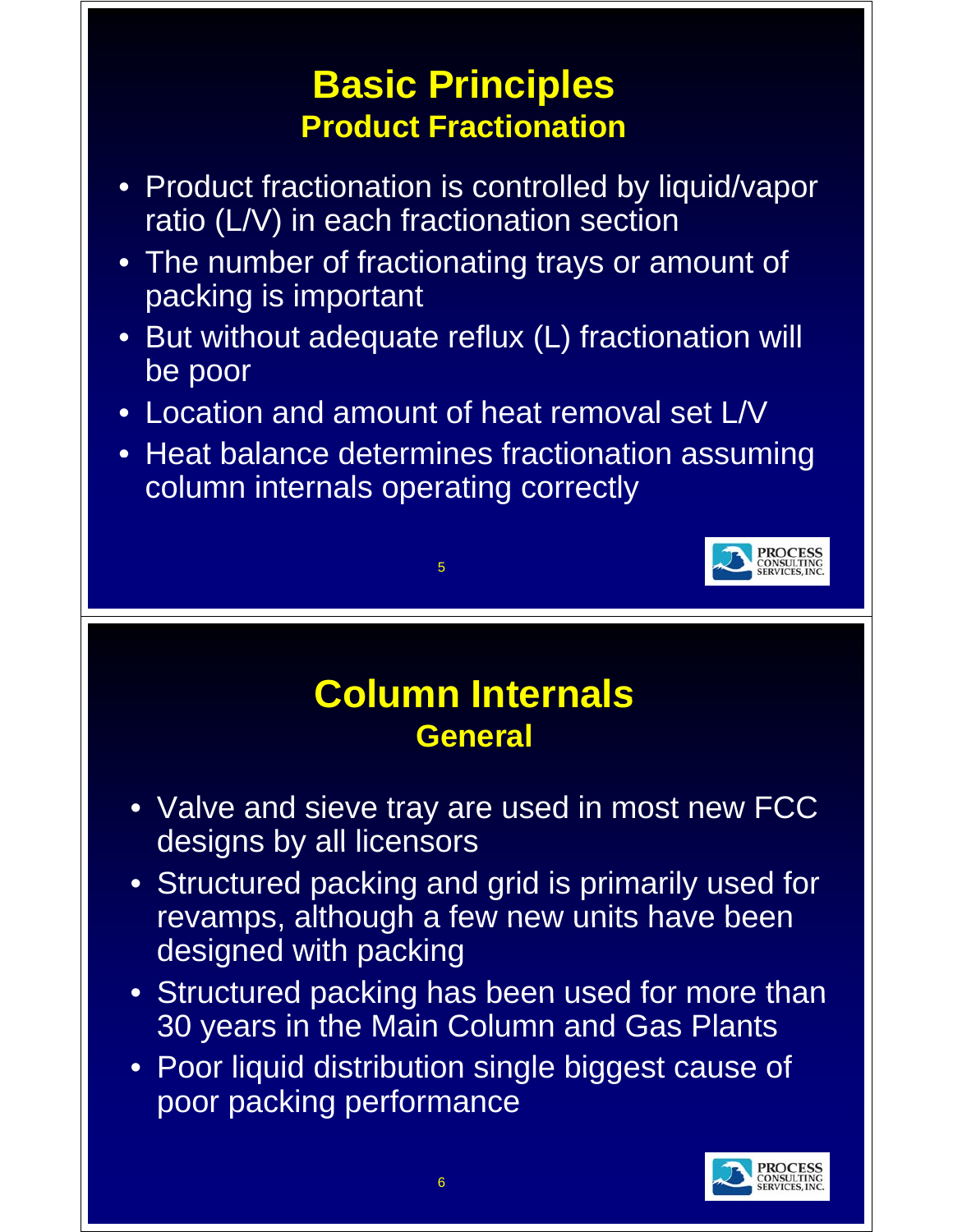# Basic Principles
## Product Fractionation

- Product fractionation is controlled by liquid/vapor ratio (L/V) in each fractionation section
- The number of fractionating trays or amount of packing is important
- But without adequate reflux (L) fractionation will be poor
- Location and amount of heat removal set L/V
- Heat balance determines fractionation assuming column internals operating correctly

# Column Internals
## General

- Valve and sieve tray are used in most new FCC designs by all licensors
- Structured packing and grid is primarily used for revamps, although a few new units have been designed with packing
- Structured packing has been used for more than 30 years in the Main Column and Gas Plants
- Poor liquid distribution single biggest cause of poor packing performance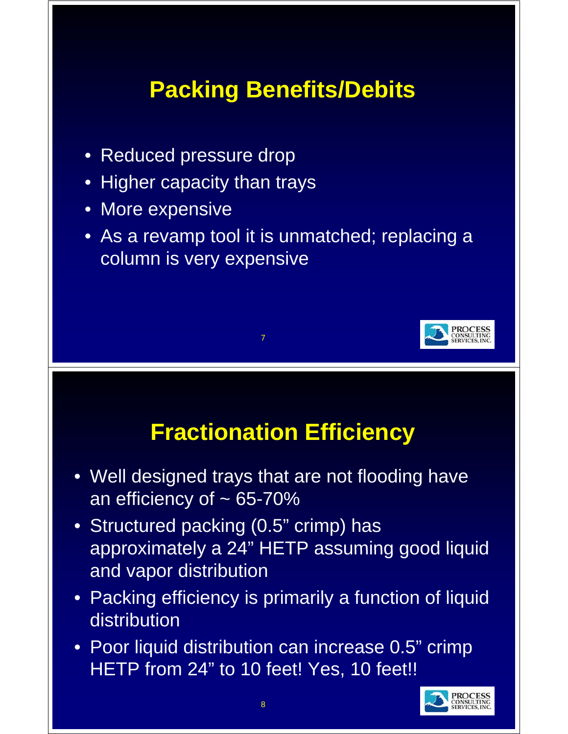## Packing Benefits/Debits

- Reduced pressure drop
- Higher capacity than trays
- More expensive
- As a revamp tool it is unmatched; replacing a column is very expensive

## Fractionation Efficiency

- Well designed trays that are not flooding have an efficiency of ~ 65-70%
- Structured packing (0.5" crimp) has approximately a 24" HETP assuming good liquid and vapor distribution
- Packing efficiency is primarily a function of liquid distribution
- Poor liquid distribution can increase 0.5" crimp HETP from 24" to 10 feet! Yes, 10 feet!!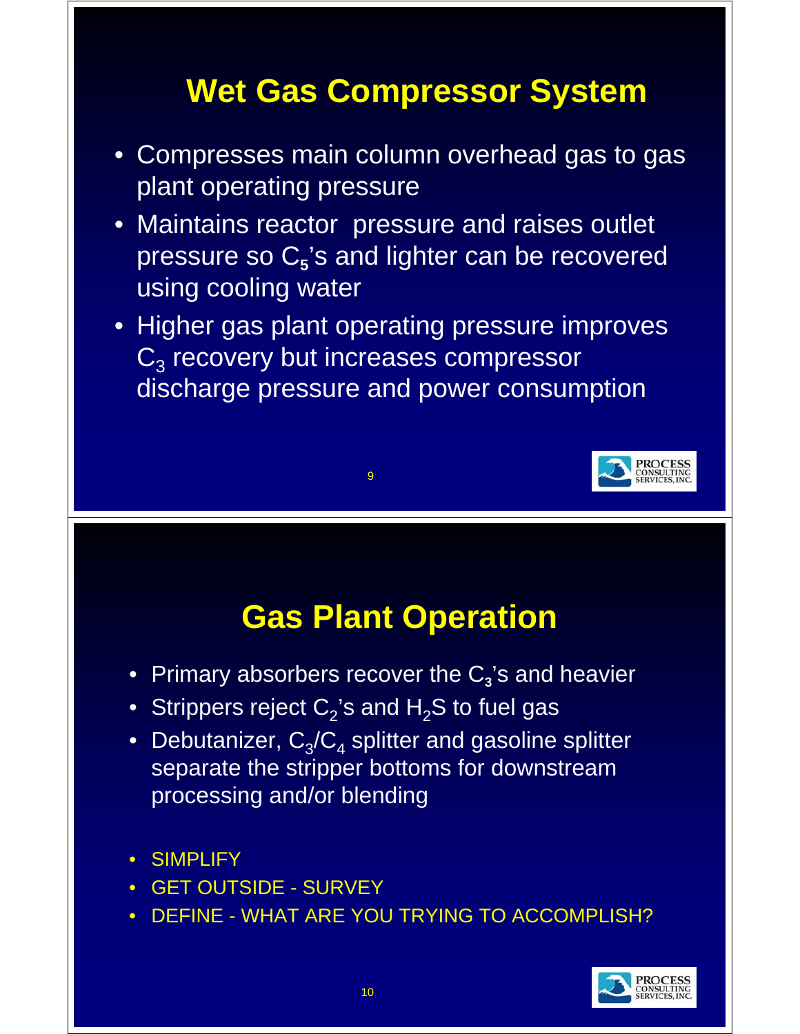# Wet Gas Compressor System

- Compresses main column overhead gas to gas plant operating pressure
- Maintains reactor pressure and raises outlet pressure so $C_5$'s and lighter can be recovered using cooling water
- Higher gas plant operating pressure improves $C_3$ recovery but increases compressor discharge pressure and power consumption

# Gas Plant Operation

- Primary absorbers recover the $C_3$'s and heavier
- Strippers reject $C_2$'s and $H_2S$ to fuel gas
- Debutanizer, $C_3/C_4$ splitter and gasoline splitter separate the stripper bottoms for downstream processing and/or blending

- SIMPLIFY
- GET OUTSIDE - SURVEY
- DEFINE - WHAT ARE YOU TRYING TO ACCOMPLISH?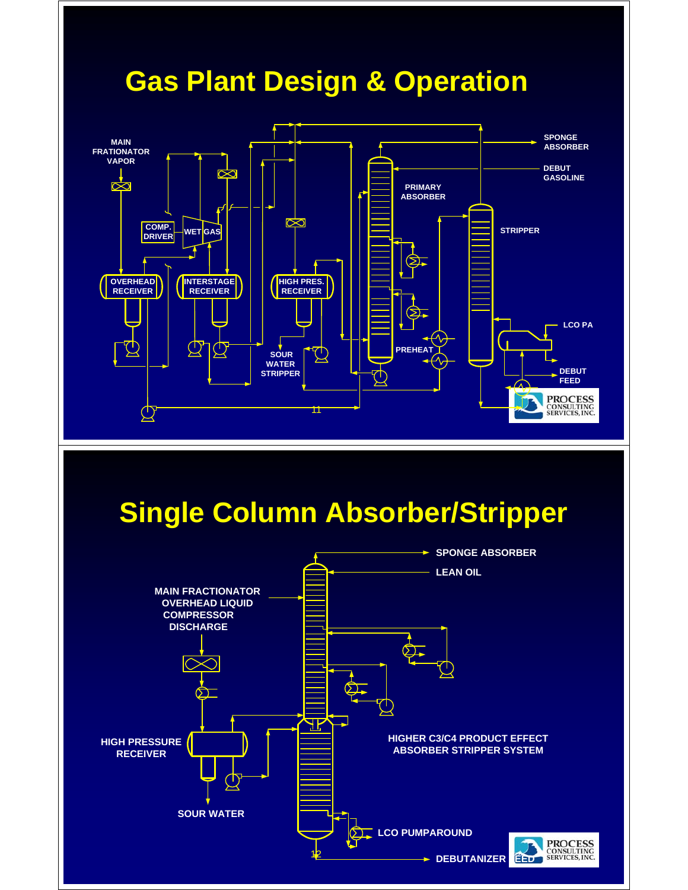# Gas Plant Design & Operation

MAIN FRATIONATOR VAPOR

COMP. DRIVER

WET GAS

OVERHEAD RECEIVER

INTERSTAGE RECEIVER

HIGH PRES. RECEIVER

SOUR WATER STRIPPER

PRIMARY ABSORBER

PREHEAT

STRIPPER

SPONGE ABSORBER

DEBUT GASOLINE

LCO PA

DEBUT FEED

PROCESS CONSULTING SERVICES, INC.

# Single Column Absorber/Stripper

SPONGE ABSORBER

LEAN OIL

MAIN FRACTIONATOR OVERHEAD LIQUID COMPRESSOR DISCHARGE

HIGH PRESSURE RECEIVER

SOUR WATER

HIGHER C3/C4 PRODUCT EFFECT ABSORBER STRIPPER SYSTEM

LCO PUMPAROUND

DEBUTANIZER

PROCESS CONSULTING SERVICES, INC.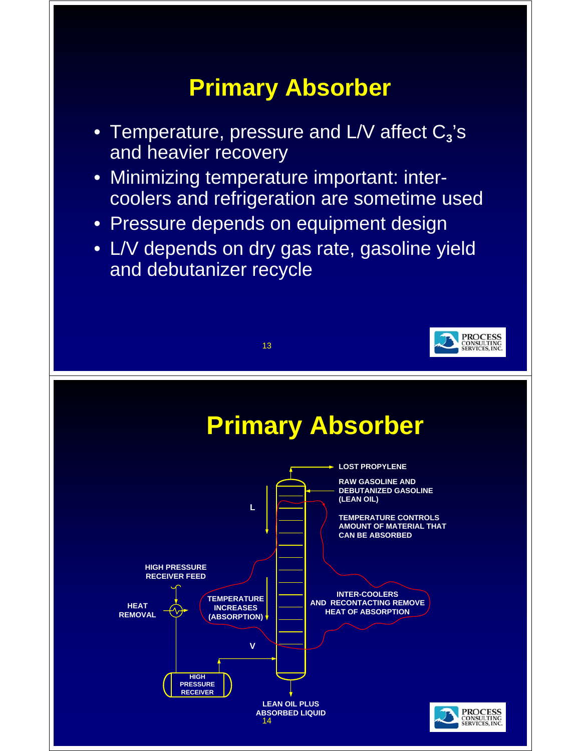# Primary Absorber

- Temperature, pressure and L/V affect $C_3$'s and heavier recovery
- Minimizing temperature important: inter-coolers and refrigeration are sometime used
- Pressure depends on equipment design
- L/V depends on dry gas rate, gasoline yield and debutanizer recycle

# Primary Absorber

LOST PROPYLENE

RAW GASOLINE AND DEBUTANIZED GASOLINE (LEAN OIL)

TEMPERATURE CONTROLS AMOUNT OF MATERIAL THAT CAN BE ABSORBED

L

HIGH PRESSURE RECEIVER FEED

HEAT REMOVAL

TEMPERATURE INCREASES (ABSORPTION)

INTER-COOLERS AND RECONTACTING REMOVE HEAT OF ABSORPTION

V

HIGH PRESSURE RECEIVER

LEAN OIL PLUS ABSORBED LIQUID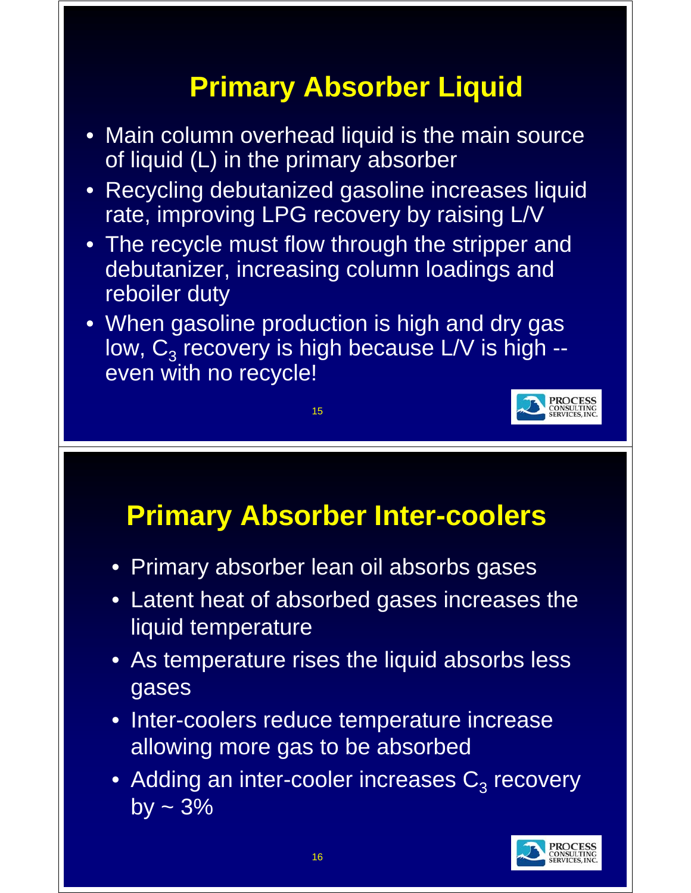# Primary Absorber Liquid

- Main column overhead liquid is the main source of liquid (L) in the primary absorber
- Recycling debutanized gasoline increases liquid rate, improving LPG recovery by raising L/V
- The recycle must flow through the stripper and debutanizer, increasing column loadings and reboiler duty
- When gasoline production is high and dry gas low, $C_3$ recovery is high because L/V is high -- even with no recycle!

# Primary Absorber Inter-coolers

- Primary absorber lean oil absorbs gases
- Latent heat of absorbed gases increases the liquid temperature
- As temperature rises the liquid absorbs less gases
- Inter-coolers reduce temperature increase allowing more gas to be absorbed
- Adding an inter-cooler increases $C_3$ recovery by ~ 3%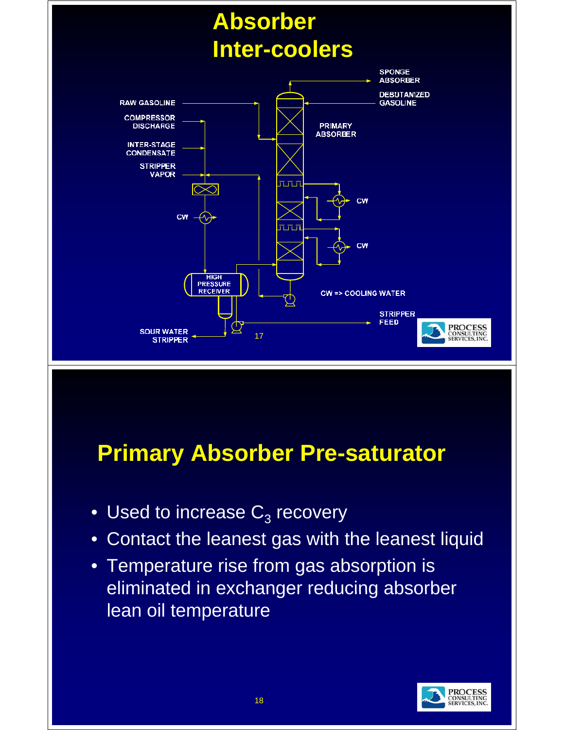# Absorber Inter-coolers

SPONGE ABSORBER

DEBUTANIZED GASOLINE

RAW GASOLINE

COMPRESSOR DISCHARGE

INTER-STAGE CONDENSATE

STRIPPER VAPOR

PRIMARY ABSORBER

CW

CW

CW

HIGH PRESSURE RECEIVER

CW => COOLING WATER

STRIPPER FEED

SOUR WATER STRIPPER

# Primary Absorber Pre-saturator

- Used to increase $C_3$ recovery
- Contact the leanest gas with the leanest liquid
- Temperature rise from gas absorption is eliminated in exchanger reducing absorber lean oil temperature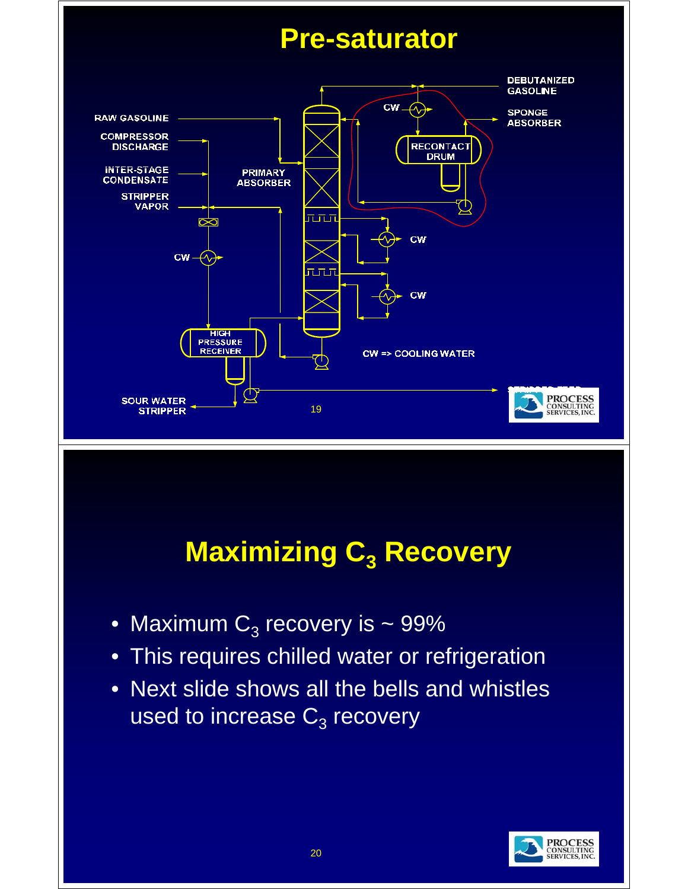# Pre-saturator

RAW GASOLINE

COMPRESSOR DISCHARGE

INTER-STAGE CONDENSATE

STRIPPER VAPOR

PRIMARY ABSORBER

DEBUTANIZED GASOLINE

SPONGE ABSORBER

RECONTACT DRUM

CW

HIGH PRESSURE RECEIVER

CW => COOLING WATER

SOUR WATER STRIPPER

STRIPPER FEED

# Maximizing $C_3$ Recovery

- Maximum $C_3$ recovery is ~ 99%
- This requires chilled water or refrigeration
- Next slide shows all the bells and whistles used to increase $C_3$ recovery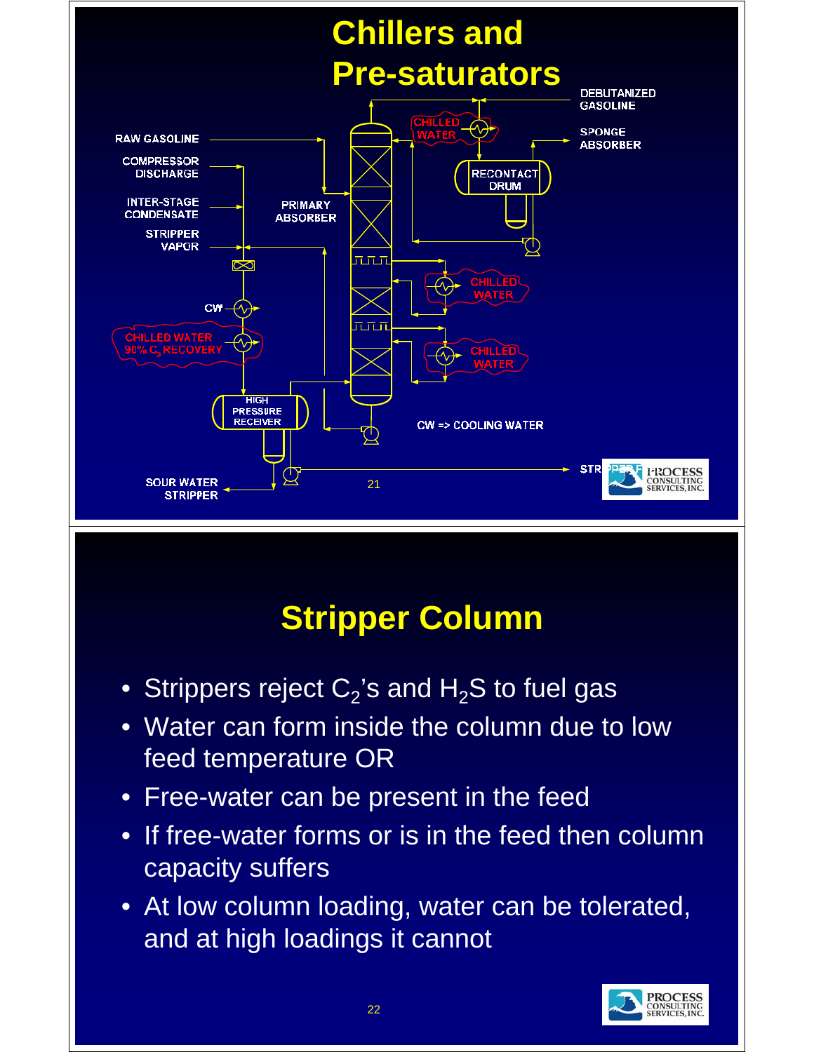# Chillers and Pre-saturators

DEBUTANIZED GASOLINE

RAW GASOLINE

COMPRESSOR DISCHARGE

INTER-STAGE CONDENSATE

STRIPPER VAPOR

CHILLED WATER

SPONGE ABSORBER

RECONTACT DRUM

PRIMARY ABSORBER

CHILLED WATER

CW

CHILLED WATER 90% $C_3$ RECOVERY

CHILLED WATER

HIGH PRESSURE RECEIVER

CW => COOLING WATER

SOUR WATER STRIPPER

STRIPPER FEED

# Stripper Column

- Strippers reject $C_2$'s and $H_2S$ to fuel gas
- Water can form inside the column due to low feed temperature OR
- Free-water can be present in the feed
- If free-water forms or is in the feed then column capacity suffers
- At low column loading, water can be tolerated, and at high loadings it cannot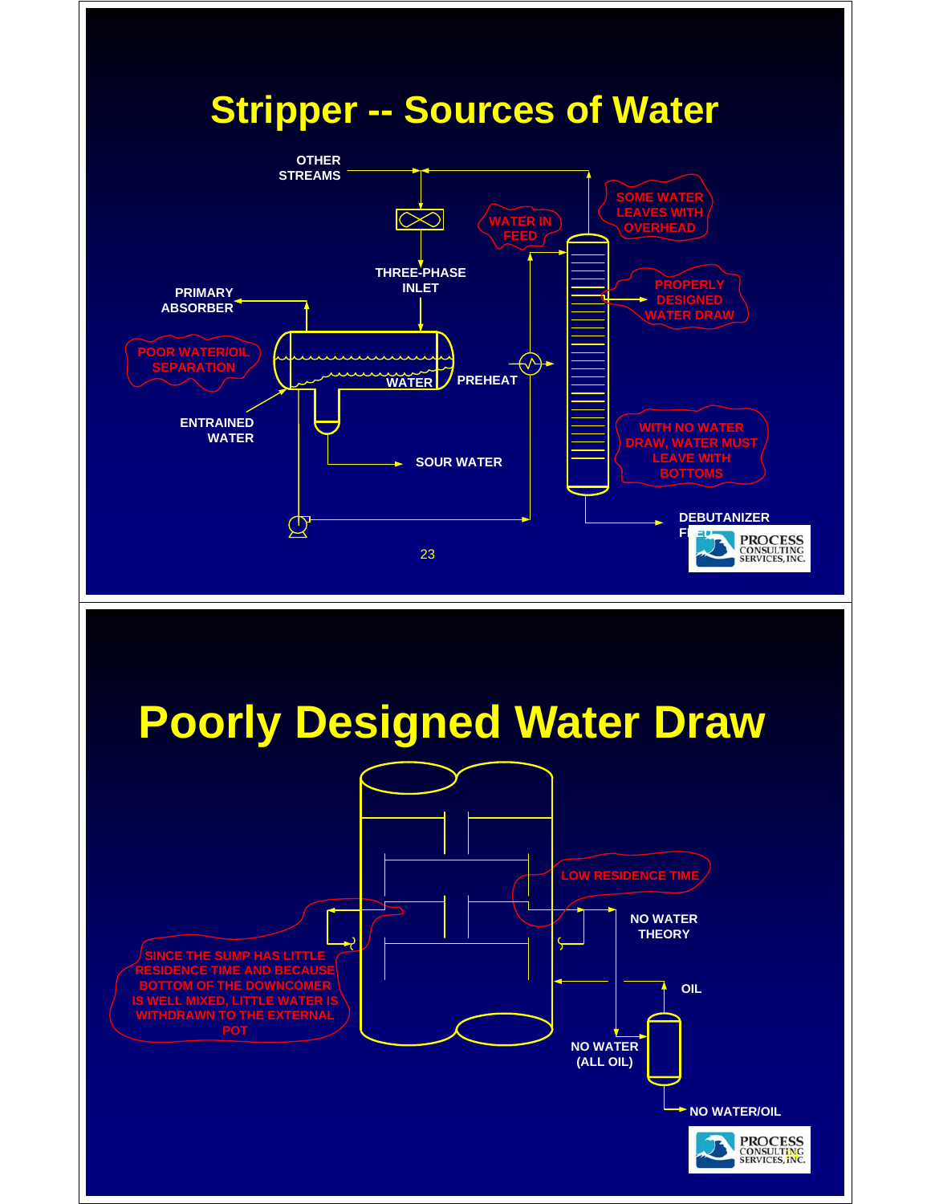# Stripper -- Sources of Water

OTHER STREAMS

THREE-PHASE INLET

PRIMARY ABSORBER

WATER IN FEED

SOME WATER LEAVES WITH OVERHEAD

PROPERLY DESIGNED WATER DRAW

POOR WATER/OIL SEPARATION

WATER

PREHEAT

ENTRAINED WATER

SOUR WATER

WITH NO WATER DRAW, WATER MUST LEAVE WITH BOTTOMS

DEBUTANIZER FEED

# Poorly Designed Water Draw

LOW RESIDENCE TIME

NO WATER THEORY

SINCE THE SUMP HAS LITTLE RESIDENCE TIME AND BECAUSE BOTTOM OF THE DOWNCOMER IS WELL MIXED, LITTLE WATER IS WITHDRAWN TO THE EXTERNAL POT

OIL

NO WATER (ALL OIL)

NO WATER/OIL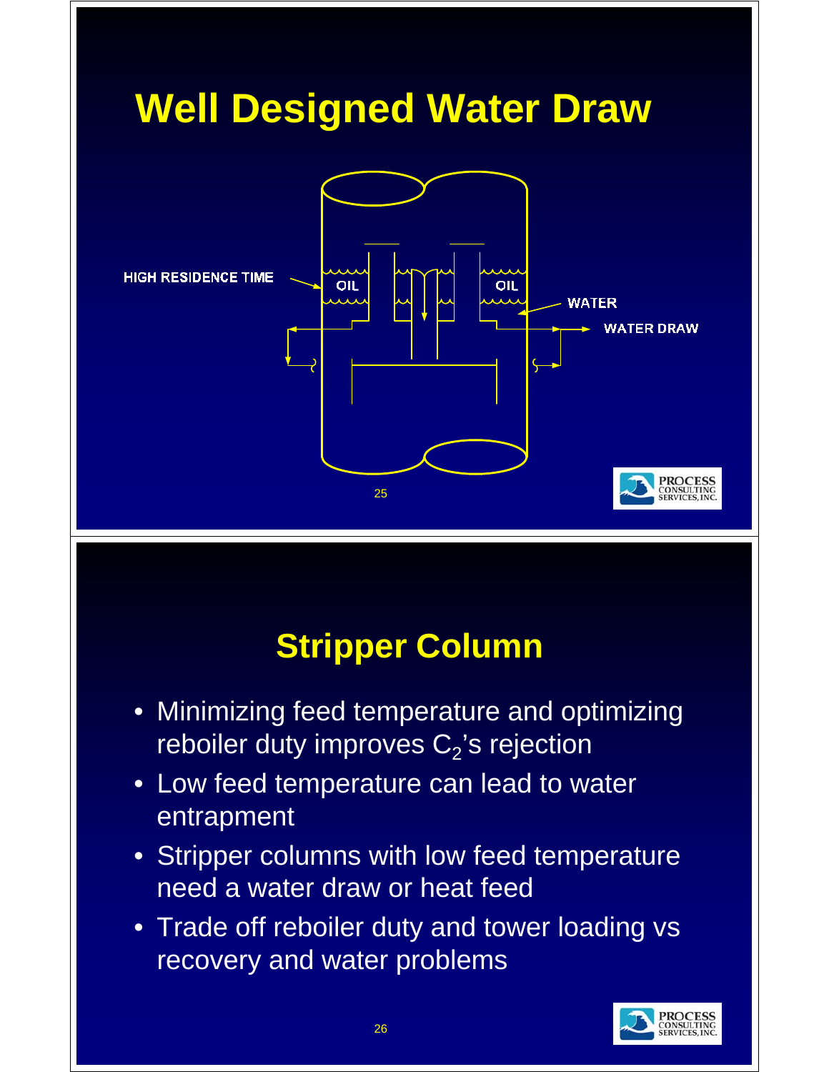# Well Designed Water Draw

HIGH RESIDENCE TIME

OIL

OIL

WATER

WATER DRAW

# Stripper Column

- Minimizing feed temperature and optimizing reboiler duty improves $C_2$'s rejection
- Low feed temperature can lead to water entrapment
- Stripper columns with low feed temperature need a water draw or heat feed
- Trade off reboiler duty and tower loading vs recovery and water problems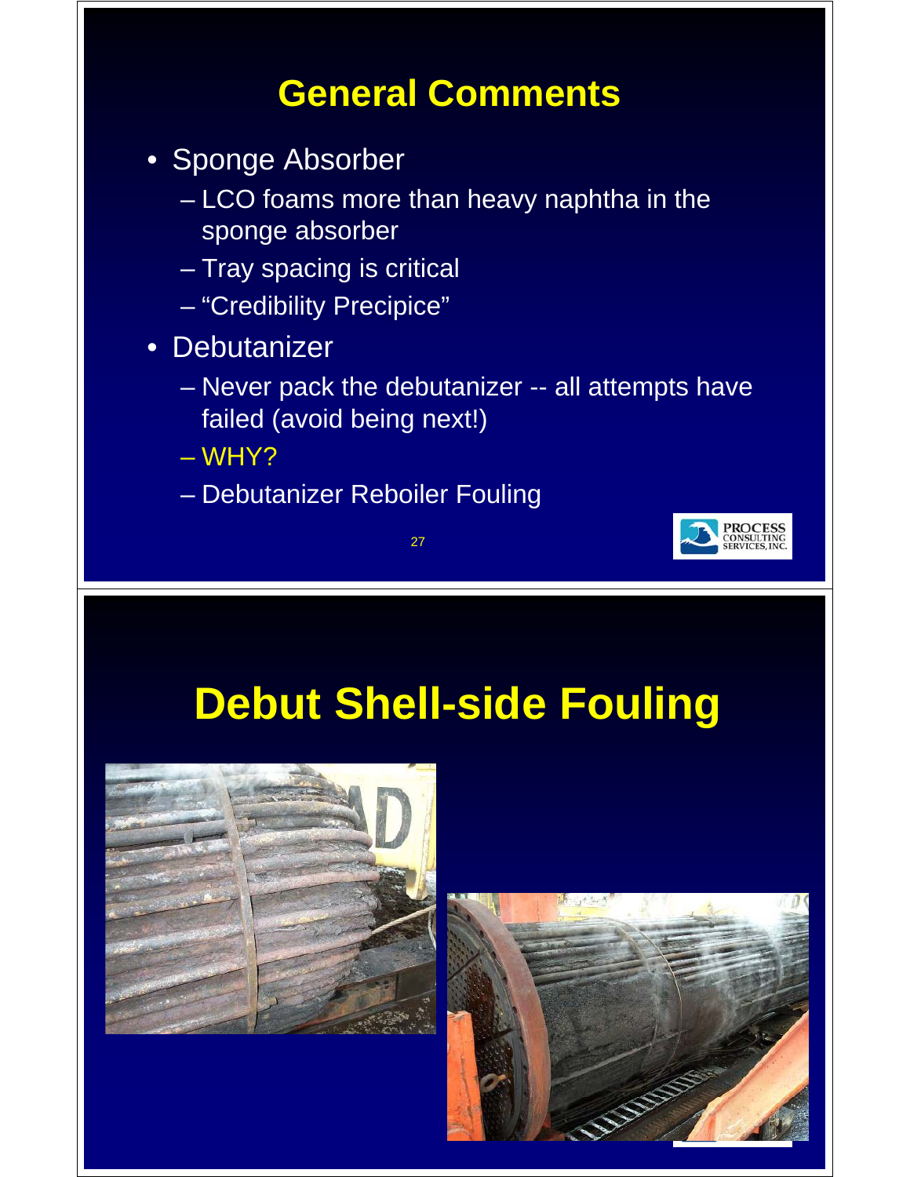# General Comments

- Sponge Absorber
  - LCO foams more than heavy naphtha in the sponge absorber
  - Tray spacing is critical
  - “Credibility Precipice”
- Debutanizer
  - Never pack the debutanizer -- all attempts have failed (avoid being next!)
  - WHY?
  - Debutanizer Reboiler Fouling

# Debut Shell-side Fouling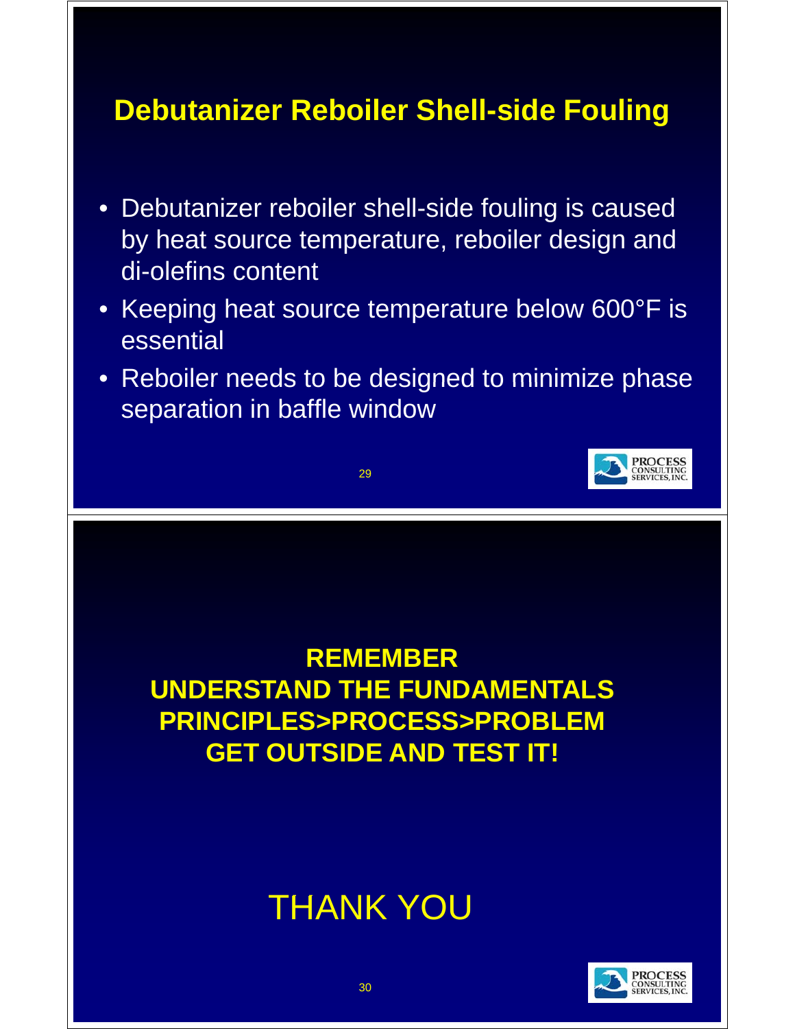## Debutanizer Reboiler Shell-side Fouling

- Debutanizer reboiler shell-side fouling is caused by heat source temperature, reboiler design and di-olefins content
- Keeping heat source temperature below 600°F is essential
- Reboiler needs to be designed to minimize phase separation in baffle window

**REMEMBER**
**UNDERSTAND THE FUNDAMENTALS**
**PRINCIPLES>PROCESS>PROBLEM**
**GET OUTSIDE AND TEST IT!**

THANK YOU